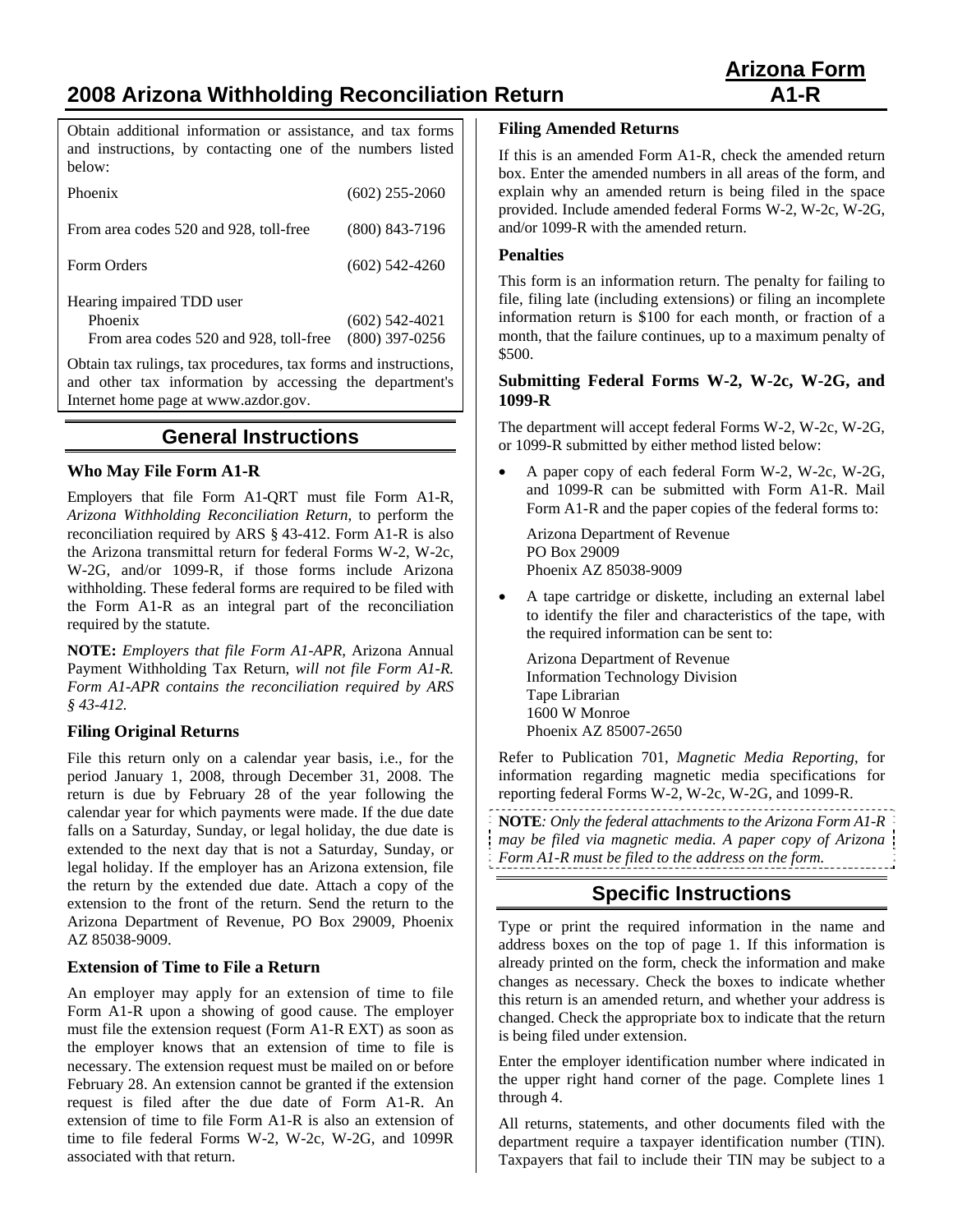# 2008 Arizona Withholding Reconciliation Return

**Arizona Form A1-R**

Obtain additional information or assistance, and tax forms and instructions, by contacting one of the numbers listed below:

| | |
|---|---|
| Phoenix | (602) 255-2060 |
| From area codes 520 and 928, toll-free | (800) 843-7196 |
| Form Orders | (602) 542-4260 |
| Hearing impaired TDD user | |
| Phoenix | (602) 542-4021 |
| From area codes 520 and 928, toll-free | (800) 397-0256 |

Obtain tax rulings, tax procedures, tax forms and instructions, and other tax information by accessing the department's Internet home page at www.azdor.gov.

## General Instructions

### Who May File Form A1-R

Employers that file Form A1-QRT must file Form A1-R, *Arizona Withholding Reconciliation Return*, to perform the reconciliation required by ARS § 43-412. Form A1-R is also the Arizona transmittal return for federal Forms W-2, W-2c, W-2G, and/or 1099-R, if those forms include Arizona withholding. These federal forms are required to be filed with the Form A1-R as an integral part of the reconciliation required by the statute.

**NOTE:** *Employers that file Form A1-APR,* Arizona Annual Payment Withholding Tax Return, *will not file Form A1-R. Form A1-APR contains the reconciliation required by ARS § 43-412.*

### Filing Original Returns

File this return only on a calendar year basis, i.e., for the period January 1, 2008, through December 31, 2008. The return is due by February 28 of the year following the calendar year for which payments were made. If the due date falls on a Saturday, Sunday, or legal holiday, the due date is extended to the next day that is not a Saturday, Sunday, or legal holiday. If the employer has an Arizona extension, file the return by the extended due date. Attach a copy of the extension to the front of the return. Send the return to the Arizona Department of Revenue, PO Box 29009, Phoenix AZ 85038-9009.

### Extension of Time to File a Return

An employer may apply for an extension of time to file Form A1-R upon a showing of good cause. The employer must file the extension request (Form A1-R EXT) as soon as the employer knows that an extension of time to file is necessary. The extension request must be mailed on or before February 28. An extension cannot be granted if the extension request is filed after the due date of Form A1-R. An extension of time to file Form A1-R is also an extension of time to file federal Forms W-2, W-2c, W-2G, and 1099R associated with that return.

### Filing Amended Returns

If this is an amended Form A1-R, check the amended return box. Enter the amended numbers in all areas of the form, and explain why an amended return is being filed in the space provided. Include amended federal Forms W-2, W-2c, W-2G, and/or 1099-R with the amended return.

### Penalties

This form is an information return. The penalty for failing to file, filing late (including extensions) or filing an incomplete information return is $100 for each month, or fraction of a month, that the failure continues, up to a maximum penalty of $500.

### Submitting Federal Forms W-2, W-2c, W-2G, and 1099-R

The department will accept federal Forms W-2, W-2c, W-2G, or 1099-R submitted by either method listed below:

- A paper copy of each federal Form W-2, W-2c, W-2G, and 1099-R can be submitted with Form A1-R. Mail Form A1-R and the paper copies of the federal forms to:

  Arizona Department of Revenue
  PO Box 29009
  Phoenix AZ 85038-9009

- A tape cartridge or diskette, including an external label to identify the filer and characteristics of the tape, with the required information can be sent to:

  Arizona Department of Revenue
  Information Technology Division
  Tape Librarian
  1600 W Monroe
  Phoenix AZ 85007-2650

Refer to Publication 701, *Magnetic Media Reporting*, for information regarding magnetic media specifications for reporting federal Forms W-2, W-2c, W-2G, and 1099-R.

**NOTE**: *Only the federal attachments to the Arizona Form A1-R may be filed via magnetic media. A paper copy of Arizona Form A1-R must be filed to the address on the form.*

## Specific Instructions

Type or print the required information in the name and address boxes on the top of page 1. If this information is already printed on the form, check the information and make changes as necessary. Check the boxes to indicate whether this return is an amended return, and whether your address is changed. Check the appropriate box to indicate that the return is being filed under extension.

Enter the employer identification number where indicated in the upper right hand corner of the page. Complete lines 1 through 4.

All returns, statements, and other documents filed with the department require a taxpayer identification number (TIN). Taxpayers that fail to include their TIN may be subject to a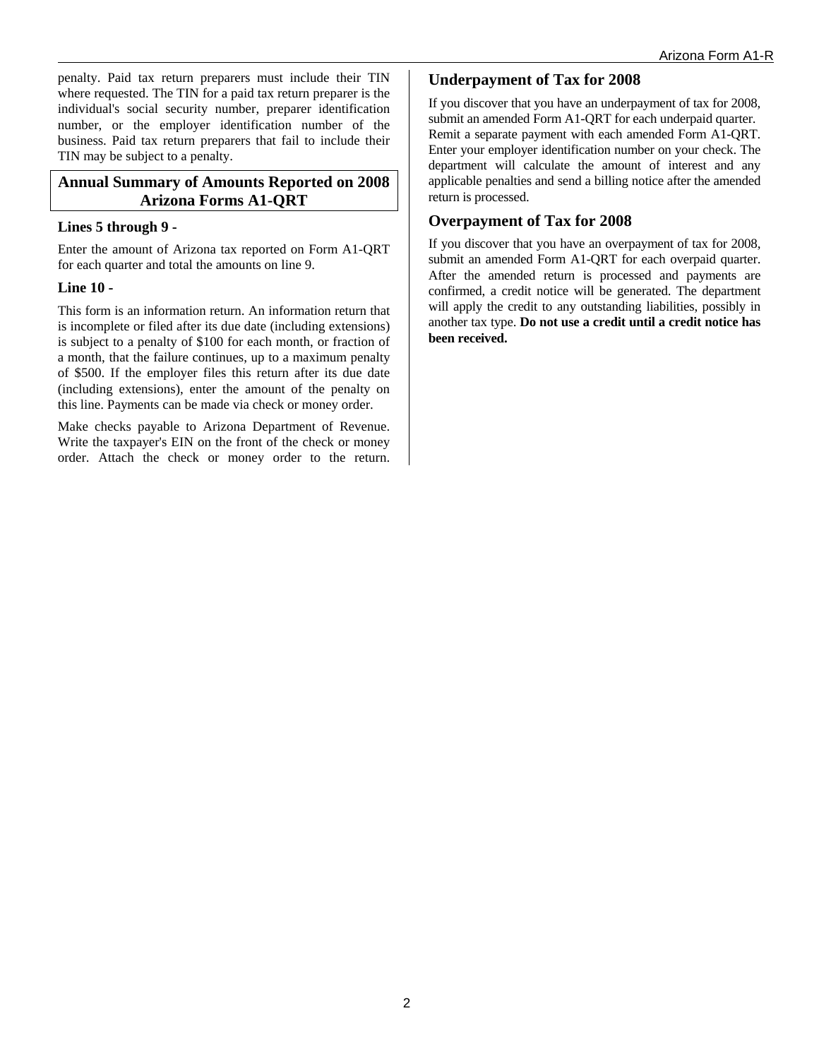penalty. Paid tax return preparers must include their TIN where requested. The TIN for a paid tax return preparer is the individual's social security number, preparer identification number, or the employer identification number of the business. Paid tax return preparers that fail to include their TIN may be subject to a penalty.

## Annual Summary of Amounts Reported on 2008 Arizona Forms A1-QRT

### Lines 5 through 9 -

Enter the amount of Arizona tax reported on Form A1-QRT for each quarter and total the amounts on line 9.

### Line 10 -

This form is an information return. An information return that is incomplete or filed after its due date (including extensions) is subject to a penalty of $100 for each month, or fraction of a month, that the failure continues, up to a maximum penalty of $500. If the employer files this return after its due date (including extensions), enter the amount of the penalty on this line. Payments can be made via check or money order.

Make checks payable to Arizona Department of Revenue. Write the taxpayer's EIN on the front of the check or money order. Attach the check or money order to the return.

## Underpayment of Tax for 2008

If you discover that you have an underpayment of tax for 2008, submit an amended Form A1-QRT for each underpaid quarter. Remit a separate payment with each amended Form A1-QRT. Enter your employer identification number on your check. The department will calculate the amount of interest and any applicable penalties and send a billing notice after the amended return is processed.

## Overpayment of Tax for 2008

If you discover that you have an overpayment of tax for 2008, submit an amended Form A1-QRT for each overpaid quarter. After the amended return is processed and payments are confirmed, a credit notice will be generated. The department will apply the credit to any outstanding liabilities, possibly in another tax type. **Do not use a credit until a credit notice has been received.**